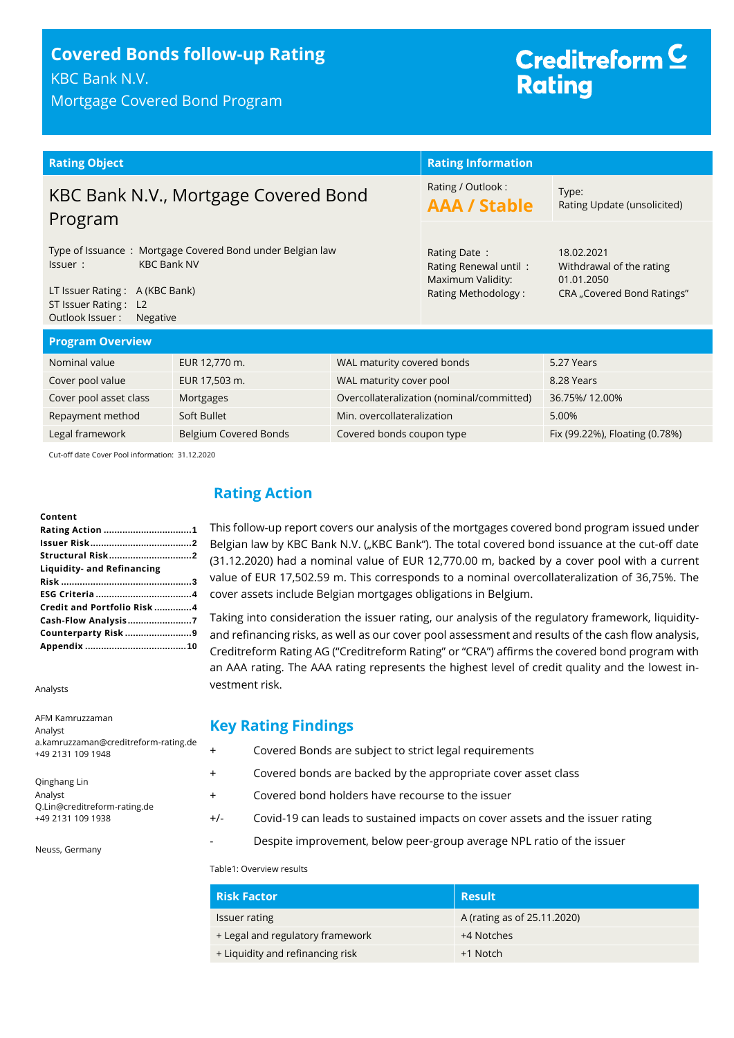# Covered Bonds follow-up Rating

KBC Bank N.V.

Mortgage Covered Bond Program

Creditreform Rating

| Rating Object | Rating Information | |
|---|---|---|
| KBC Bank N.V., Mortgage Covered Bond Program | Rating / Outlook : **AAA / Stable** | Type: Rating Update (unsolicited) |
| Type of Issuance : Mortgage Covered Bond under Belgian law<br>Issuer : KBC Bank NV<br><br>LT Issuer Rating : A (KBC Bank)<br>ST Issuer Rating : L2<br>Outlook Issuer : Negative | Rating Date :<br>Rating Renewal until :<br>Maximum Validity:<br>Rating Methodology : | 18.02.2021<br>Withdrawal of the rating<br>01.01.2050<br>CRA „Covered Bond Ratings" |

## Program Overview

| | | | |
|---|---|---|---|
| Nominal value | EUR 12,770 m. | WAL maturity covered bonds | 5.27 Years |
| Cover pool value | EUR 17,503 m. | WAL maturity cover pool | 8.28 Years |
| Cover pool asset class | Mortgages | Overcollateralization (nominal/committed) | 36.75%/ 12.00% |
| Repayment method | Soft Bullet | Min. overcollateralization | 5.00% |
| Legal framework | Belgium Covered Bonds | Covered bonds coupon type | Fix (99.22%), Floating (0.78%) |

Cut-off date Cover Pool information: 31.12.2020

**Content**
- **Rating Action** ................................1
- **Issuer Risk** .....................................2
- **Structural Risk** ...............................2
- **Liquidity- and Refinancing Risk** ................................................3
- **ESG Criteria** ....................................4
- **Credit and Portfolio Risk** ..............4
- **Cash-Flow Analysis** ........................7
- **Counterparty Risk** .........................9
- **Appendix** ......................................10

Analysts

AFM Kamruzzaman
Analyst
a.kamruzzaman@creditreform-rating.de
+49 2131 109 1948

Qinghang Lin
Analyst
Q.Lin@creditreform-rating.de
+49 2131 109 1938

Neuss, Germany

## Rating Action

This follow-up report covers our analysis of the mortgages covered bond program issued under Belgian law by KBC Bank N.V. („KBC Bank"). The total covered bond issuance at the cut-off date (31.12.2020) had a nominal value of EUR 12,770.00 m, backed by a cover pool with a current value of EUR 17,502.59 m. This corresponds to a nominal overcollateralization of 36,75%. The cover assets include Belgian mortgages obligations in Belgium.

Taking into consideration the issuer rating, our analysis of the regulatory framework, liquidity- and refinancing risks, as well as our cover pool assessment and results of the cash flow analysis, Creditreform Rating AG ("Creditreform Rating" or "CRA") affirms the covered bond program with an AAA rating. The AAA rating represents the highest level of credit quality and the lowest investment risk.

## Key Rating Findings

- \+ Covered Bonds are subject to strict legal requirements
- \+ Covered bonds are backed by the appropriate cover asset class
- \+ Covered bond holders have recourse to the issuer
- +/- Covid-19 can leads to sustained impacts on cover assets and the issuer rating
- \- Despite improvement, below peer-group average NPL ratio of the issuer

Table1: Overview results

| Risk Factor | Result |
|---|---|
| Issuer rating | A (rating as of 25.11.2020) |
| + Legal and regulatory framework | +4 Notches |
| + Liquidity and refinancing risk | +1 Notch |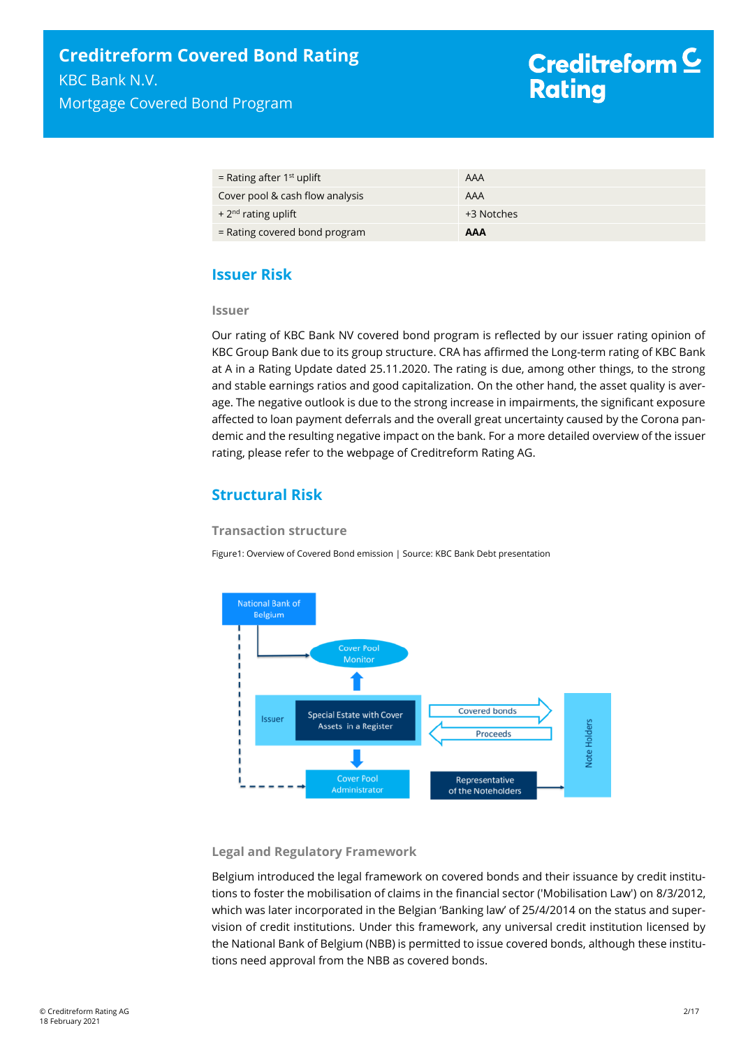| = Rating after 1st uplift | AAA |
|---|---|
| Cover pool & cash flow analysis | AAA |
| + 2nd rating uplift | +3 Notches |
| = Rating covered bond program | **AAA** |

## Issuer Risk

### Issuer

Our rating of KBC Bank NV covered bond program is reflected by our issuer rating opinion of KBC Group Bank due to its group structure. CRA has affirmed the Long-term rating of KBC Bank at A in a Rating Update dated 25.11.2020. The rating is due, among other things, to the strong and stable earnings ratios and good capitalization. On the other hand, the asset quality is average. The negative outlook is due to the strong increase in impairments, the significant exposure affected to loan payment deferrals and the overall great uncertainty caused by the Corona pandemic and the resulting negative impact on the bank. For a more detailed overview of the issuer rating, please refer to the webpage of Creditreform Rating AG.

## Structural Risk

### Transaction structure

Figure1: Overview of Covered Bond emission | Source: KBC Bank Debt presentation

### Legal and Regulatory Framework

Belgium introduced the legal framework on covered bonds and their issuance by credit institutions to foster the mobilisation of claims in the financial sector ('Mobilisation Law') on 8/3/2012, which was later incorporated in the Belgian 'Banking law' of 25/4/2014 on the status and supervision of credit institutions. Under this framework, any universal credit institution licensed by the National Bank of Belgium (NBB) is permitted to issue covered bonds, although these institutions need approval from the NBB as covered bonds.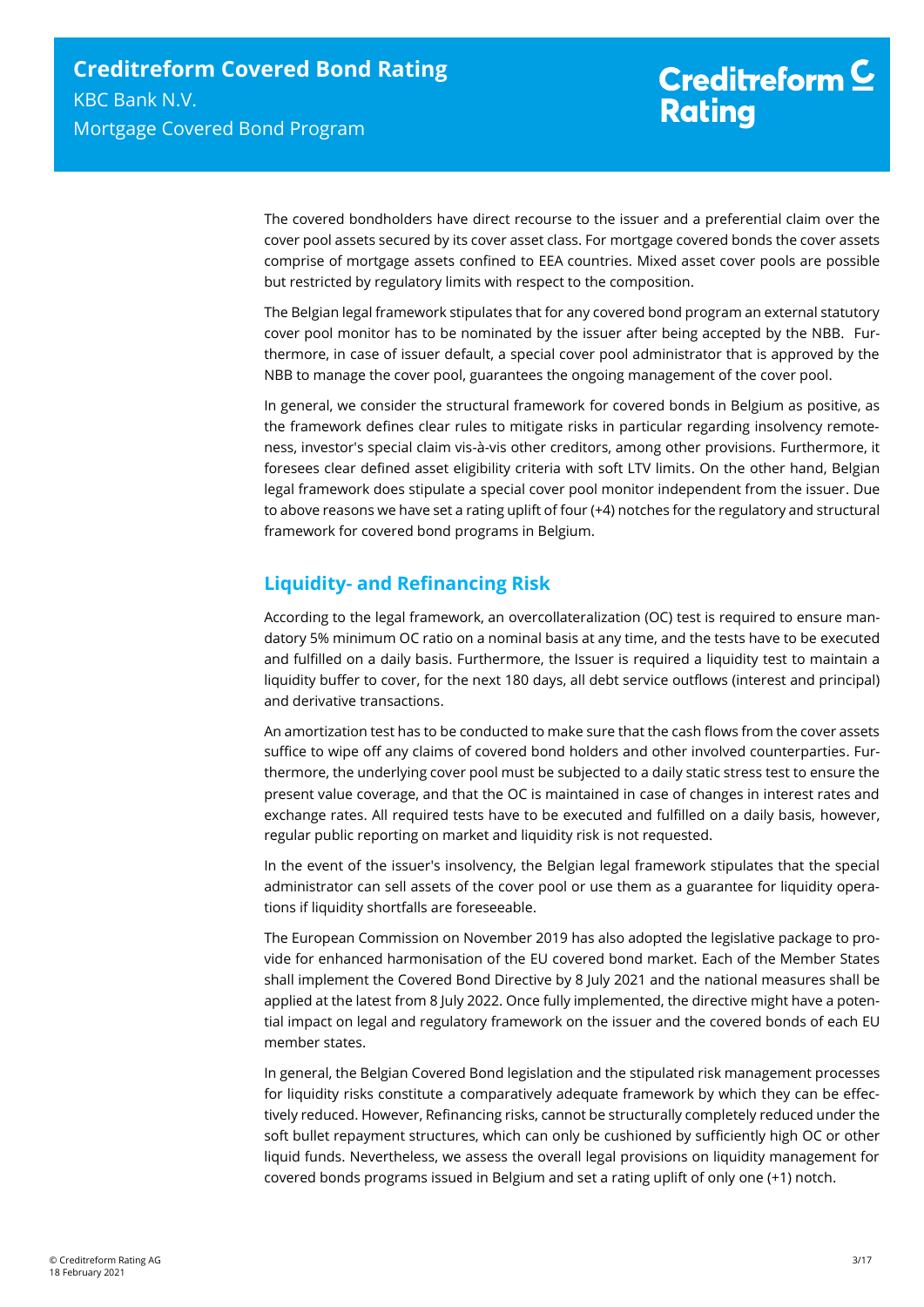The covered bondholders have direct recourse to the issuer and a preferential claim over the cover pool assets secured by its cover asset class. For mortgage covered bonds the cover assets comprise of mortgage assets confined to EEA countries. Mixed asset cover pools are possible but restricted by regulatory limits with respect to the composition.

The Belgian legal framework stipulates that for any covered bond program an external statutory cover pool monitor has to be nominated by the issuer after being accepted by the NBB. Furthermore, in case of issuer default, a special cover pool administrator that is approved by the NBB to manage the cover pool, guarantees the ongoing management of the cover pool.

In general, we consider the structural framework for covered bonds in Belgium as positive, as the framework defines clear rules to mitigate risks in particular regarding insolvency remoteness, investor's special claim vis-à-vis other creditors, among other provisions. Furthermore, it foresees clear defined asset eligibility criteria with soft LTV limits. On the other hand, Belgian legal framework does stipulate a special cover pool monitor independent from the issuer. Due to above reasons we have set a rating uplift of four (+4) notches for the regulatory and structural framework for covered bond programs in Belgium.

## Liquidity- and Refinancing Risk

According to the legal framework, an overcollateralization (OC) test is required to ensure mandatory 5% minimum OC ratio on a nominal basis at any time, and the tests have to be executed and fulfilled on a daily basis. Furthermore, the Issuer is required a liquidity test to maintain a liquidity buffer to cover, for the next 180 days, all debt service outflows (interest and principal) and derivative transactions.

An amortization test has to be conducted to make sure that the cash flows from the cover assets suffice to wipe off any claims of covered bond holders and other involved counterparties. Furthermore, the underlying cover pool must be subjected to a daily static stress test to ensure the present value coverage, and that the OC is maintained in case of changes in interest rates and exchange rates. All required tests have to be executed and fulfilled on a daily basis, however, regular public reporting on market and liquidity risk is not requested.

In the event of the issuer's insolvency, the Belgian legal framework stipulates that the special administrator can sell assets of the cover pool or use them as a guarantee for liquidity operations if liquidity shortfalls are foreseeable.

The European Commission on November 2019 has also adopted the legislative package to provide for enhanced harmonisation of the EU covered bond market. Each of the Member States shall implement the Covered Bond Directive by 8 July 2021 and the national measures shall be applied at the latest from 8 July 2022. Once fully implemented, the directive might have a potential impact on legal and regulatory framework on the issuer and the covered bonds of each EU member states.

In general, the Belgian Covered Bond legislation and the stipulated risk management processes for liquidity risks constitute a comparatively adequate framework by which they can be effectively reduced. However, Refinancing risks, cannot be structurally completely reduced under the soft bullet repayment structures, which can only be cushioned by sufficiently high OC or other liquid funds. Nevertheless, we assess the overall legal provisions on liquidity management for covered bonds programs issued in Belgium and set a rating uplift of only one (+1) notch.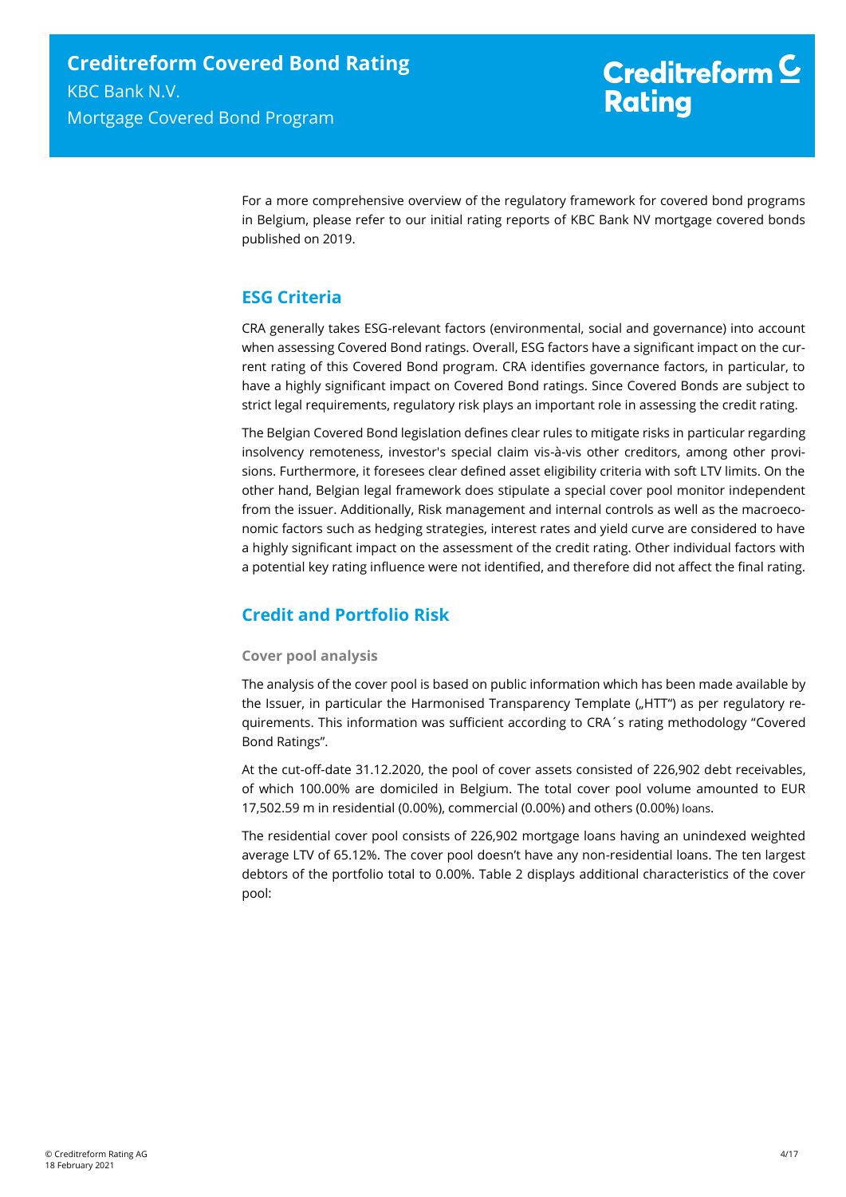For a more comprehensive overview of the regulatory framework for covered bond programs in Belgium, please refer to our initial rating reports of KBC Bank NV mortgage covered bonds published on 2019.

## ESG Criteria

CRA generally takes ESG-relevant factors (environmental, social and governance) into account when assessing Covered Bond ratings. Overall, ESG factors have a significant impact on the current rating of this Covered Bond program. CRA identifies governance factors, in particular, to have a highly significant impact on Covered Bond ratings. Since Covered Bonds are subject to strict legal requirements, regulatory risk plays an important role in assessing the credit rating.

The Belgian Covered Bond legislation defines clear rules to mitigate risks in particular regarding insolvency remoteness, investor's special claim vis-à-vis other creditors, among other provisions. Furthermore, it foresees clear defined asset eligibility criteria with soft LTV limits. On the other hand, Belgian legal framework does stipulate a special cover pool monitor independent from the issuer. Additionally, Risk management and internal controls as well as the macroeconomic factors such as hedging strategies, interest rates and yield curve are considered to have a highly significant impact on the assessment of the credit rating. Other individual factors with a potential key rating influence were not identified, and therefore did not affect the final rating.

## Credit and Portfolio Risk

### Cover pool analysis

The analysis of the cover pool is based on public information which has been made available by the Issuer, in particular the Harmonised Transparency Template („HTT") as per regulatory requirements. This information was sufficient according to CRA´s rating methodology "Covered Bond Ratings".

At the cut-off-date 31.12.2020, the pool of cover assets consisted of 226,902 debt receivables, of which 100.00% are domiciled in Belgium. The total cover pool volume amounted to EUR 17,502.59 m in residential (0.00%), commercial (0.00%) and others (0.00%) loans.

The residential cover pool consists of 226,902 mortgage loans having an unindexed weighted average LTV of 65.12%. The cover pool doesn't have any non-residential loans. The ten largest debtors of the portfolio total to 0.00%. Table 2 displays additional characteristics of the cover pool: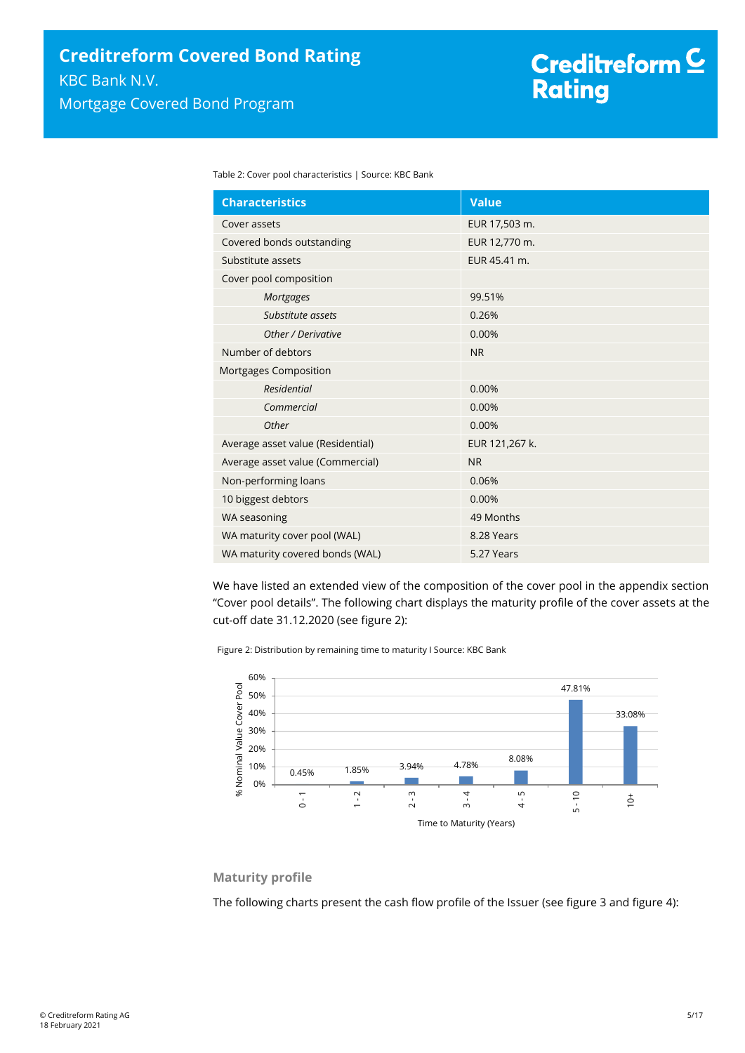Table 2: Cover pool characteristics | Source: KBC Bank

| Characteristics | Value |
|---|---|
| Cover assets | EUR 17,503 m. |
| Covered bonds outstanding | EUR 12,770 m. |
| Substitute assets | EUR 45.41 m. |
| Cover pool composition | |
| *Mortgages* | 99.51% |
| *Substitute assets* | 0.26% |
| *Other / Derivative* | 0.00% |
| Number of debtors | NR |
| Mortgages Composition | |
| *Residential* | 0.00% |
| *Commercial* | 0.00% |
| *Other* | 0.00% |
| Average asset value (Residential) | EUR 121,267 k. |
| Average asset value (Commercial) | NR |
| Non-performing loans | 0.06% |
| 10 biggest debtors | 0.00% |
| WA seasoning | 49 Months |
| WA maturity cover pool (WAL) | 8.28 Years |
| WA maturity covered bonds (WAL) | 5.27 Years |

We have listed an extended view of the composition of the cover pool in the appendix section "Cover pool details". The following chart displays the maturity profile of the cover assets at the cut-off date 31.12.2020 (see figure 2):

Figure 2: Distribution by remaining time to maturity I Source: KBC Bank

| Time to Maturity (Years) | % Nominal Value Cover Pool |
|---|---|
| 0 - 1 | 0.45% |
| 1 - 2 | 1.85% |
| 2 - 3 | 3.94% |
| 3 - 4 | 4.78% |
| 4 - 5 | 8.08% |
| 5 - 10 | 47.81% |
| 10+ | 33.08% |

### Maturity profile

The following charts present the cash flow profile of the Issuer (see figure 3 and figure 4):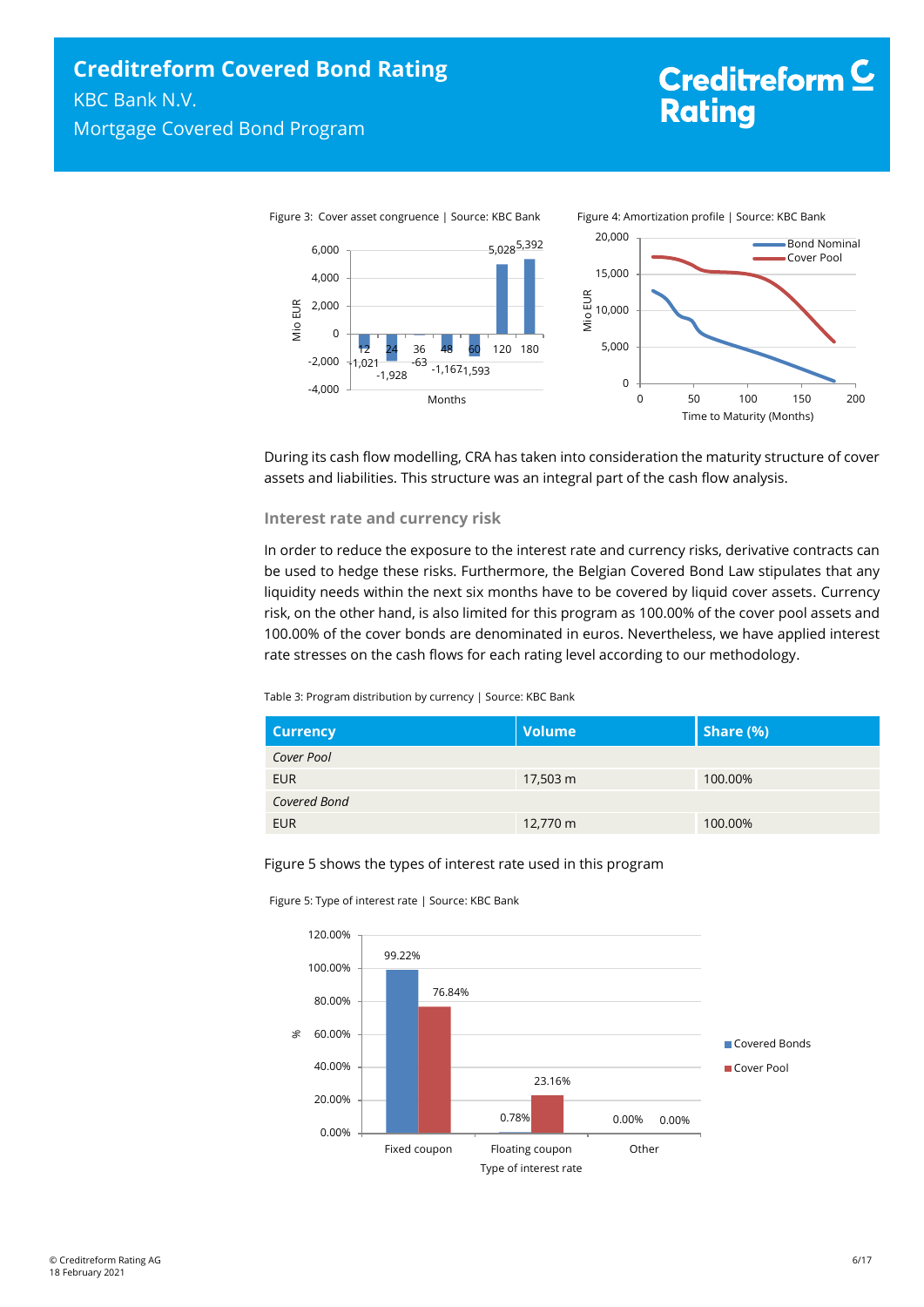Figure 3: Cover asset congruence | Source: KBC Bank

Figure 4: Amortization profile | Source: KBC Bank

During its cash flow modelling, CRA has taken into consideration the maturity structure of cover assets and liabilities. This structure was an integral part of the cash flow analysis.

### Interest rate and currency risk

In order to reduce the exposure to the interest rate and currency risks, derivative contracts can be used to hedge these risks. Furthermore, the Belgian Covered Bond Law stipulates that any liquidity needs within the next six months have to be covered by liquid cover assets. Currency risk, on the other hand, is also limited for this program as 100.00% of the cover pool assets and 100.00% of the cover bonds are denominated in euros. Nevertheless, we have applied interest rate stresses on the cash flows for each rating level according to our methodology.

Table 3: Program distribution by currency | Source: KBC Bank

| Currency | Volume | Share (%) |
|---|---|---|
| *Cover Pool* | | |
| EUR | 17,503 m | 100.00% |
| *Covered Bond* | | |
| EUR | 12,770 m | 100.00% |

Figure 5 shows the types of interest rate used in this program

Figure 5: Type of interest rate | Source: KBC Bank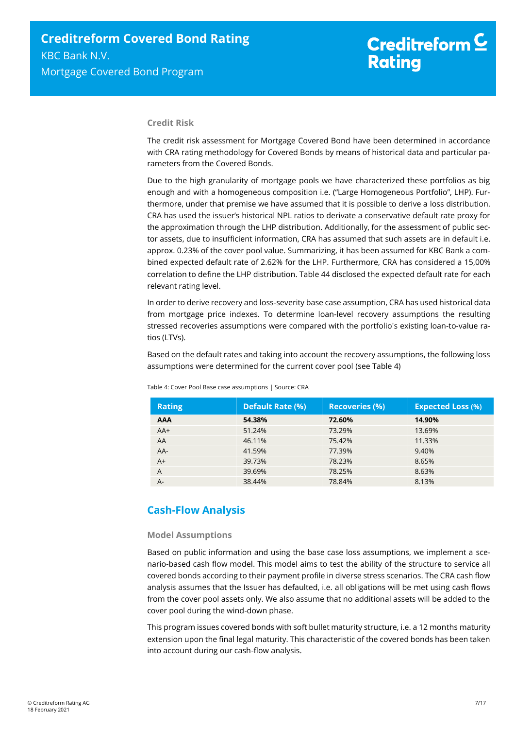### Credit Risk

The credit risk assessment for Mortgage Covered Bond have been determined in accordance with CRA rating methodology for Covered Bonds by means of historical data and particular parameters from the Covered Bonds.

Due to the high granularity of mortgage pools we have characterized these portfolios as big enough and with a homogeneous composition i.e. ("Large Homogeneous Portfolio", LHP). Furthermore, under that premise we have assumed that it is possible to derive a loss distribution. CRA has used the issuer's historical NPL ratios to derivate a conservative default rate proxy for the approximation through the LHP distribution. Additionally, for the assessment of public sector assets, due to insufficient information, CRA has assumed that such assets are in default i.e. approx. 0.23% of the cover pool value. Summarizing, it has been assumed for KBC Bank a combined expected default rate of 2.62% for the LHP. Furthermore, CRA has considered a 15,00% correlation to define the LHP distribution. Table 44 disclosed the expected default rate for each relevant rating level.

In order to derive recovery and loss-severity base case assumption, CRA has used historical data from mortgage price indexes. To determine loan-level recovery assumptions the resulting stressed recoveries assumptions were compared with the portfolio's existing loan-to-value ratios (LTVs).

Based on the default rates and taking into account the recovery assumptions, the following loss assumptions were determined for the current cover pool (see Table 4)

Table 4: Cover Pool Base case assumptions | Source: CRA

| Rating | Default Rate (%) | Recoveries (%) | Expected Loss (%) |
|---|---|---|---|
| **AAA** | **54.38%** | **72.60%** | **14.90%** |
| AA+ | 51.24% | 73.29% | 13.69% |
| AA | 46.11% | 75.42% | 11.33% |
| AA- | 41.59% | 77.39% | 9.40% |
| A+ | 39.73% | 78.23% | 8.65% |
| A | 39.69% | 78.25% | 8.63% |
| A- | 38.44% | 78.84% | 8.13% |

## Cash-Flow Analysis

### Model Assumptions

Based on public information and using the base case loss assumptions, we implement a scenario-based cash flow model. This model aims to test the ability of the structure to service all covered bonds according to their payment profile in diverse stress scenarios. The CRA cash flow analysis assumes that the Issuer has defaulted, i.e. all obligations will be met using cash flows from the cover pool assets only. We also assume that no additional assets will be added to the cover pool during the wind-down phase.

This program issues covered bonds with soft bullet maturity structure, i.e. a 12 months maturity extension upon the final legal maturity. This characteristic of the covered bonds has been taken into account during our cash-flow analysis.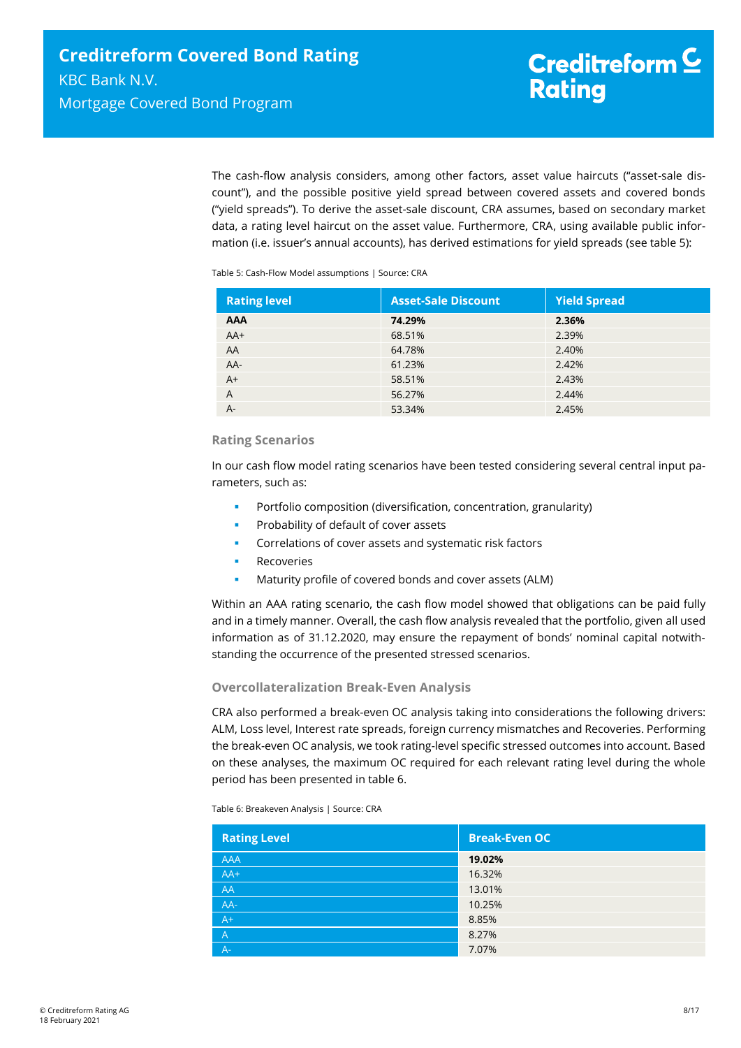The cash-flow analysis considers, among other factors, asset value haircuts ("asset-sale discount"), and the possible positive yield spread between covered assets and covered bonds ("yield spreads"). To derive the asset-sale discount, CRA assumes, based on secondary market data, a rating level haircut on the asset value. Furthermore, CRA, using available public information (i.e. issuer's annual accounts), has derived estimations for yield spreads (see table 5):

Table 5: Cash-Flow Model assumptions | Source: CRA

| Rating level | Asset-Sale Discount | Yield Spread |
|---|---|---|
| **AAA** | **74.29%** | **2.36%** |
| AA+ | 68.51% | 2.39% |
| AA | 64.78% | 2.40% |
| AA- | 61.23% | 2.42% |
| A+ | 58.51% | 2.43% |
| A | 56.27% | 2.44% |
| A- | 53.34% | 2.45% |

### Rating Scenarios

In our cash flow model rating scenarios have been tested considering several central input parameters, such as:

- Portfolio composition (diversification, concentration, granularity)
- Probability of default of cover assets
- Correlations of cover assets and systematic risk factors
- Recoveries
- Maturity profile of covered bonds and cover assets (ALM)

Within an AAA rating scenario, the cash flow model showed that obligations can be paid fully and in a timely manner. Overall, the cash flow analysis revealed that the portfolio, given all used information as of 31.12.2020, may ensure the repayment of bonds' nominal capital notwithstanding the occurrence of the presented stressed scenarios.

### Overcollateralization Break-Even Analysis

CRA also performed a break-even OC analysis taking into considerations the following drivers: ALM, Loss level, Interest rate spreads, foreign currency mismatches and Recoveries. Performing the break-even OC analysis, we took rating-level specific stressed outcomes into account. Based on these analyses, the maximum OC required for each relevant rating level during the whole period has been presented in table 6.

Table 6: Breakeven Analysis | Source: CRA

| Rating Level | Break-Even OC |
|---|---|
| AAA | **19.02%** |
| AA+ | 16.32% |
| AA | 13.01% |
| AA- | 10.25% |
| A+ | 8.85% |
| A | 8.27% |
| A- | 7.07% |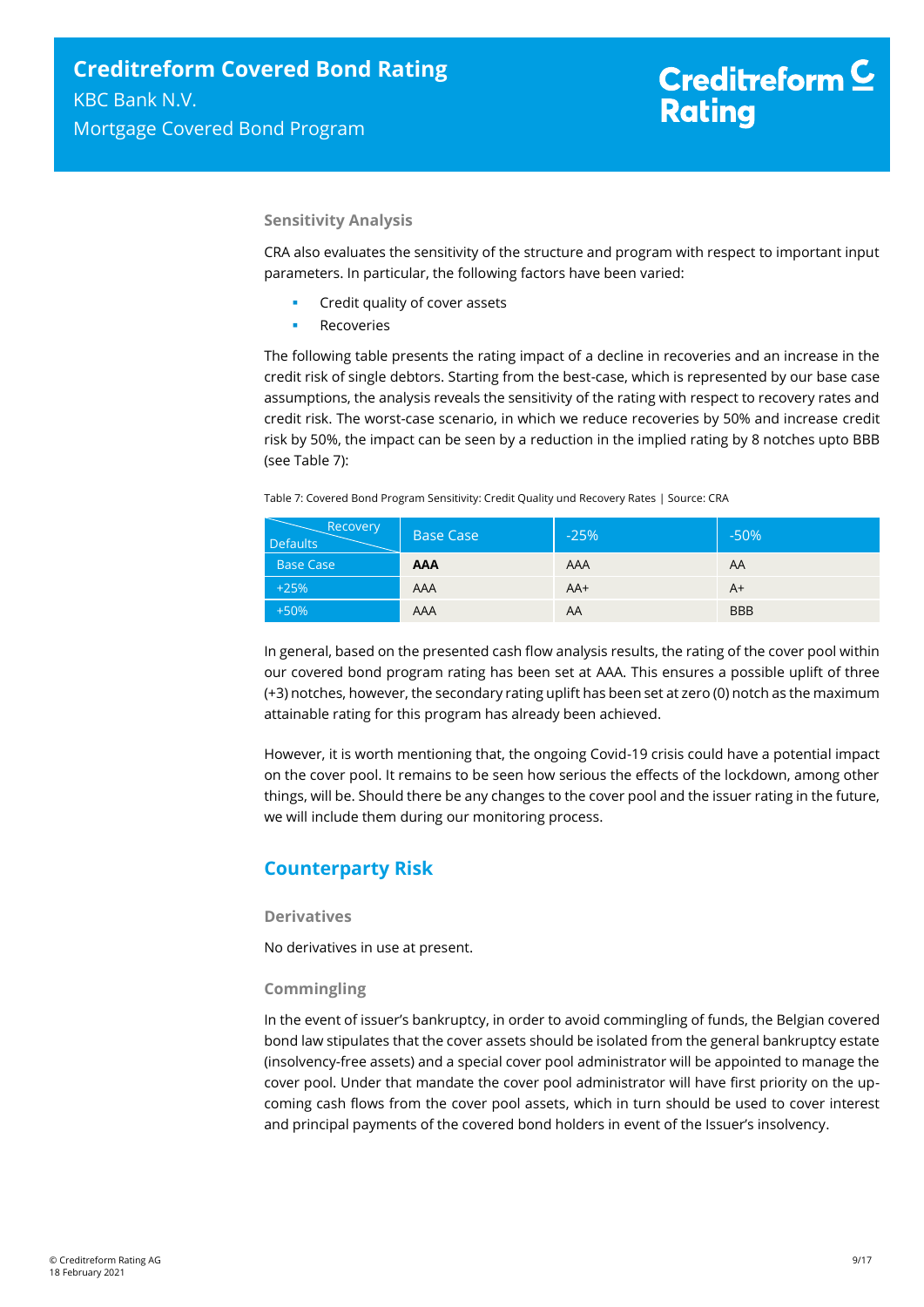### Sensitivity Analysis

CRA also evaluates the sensitivity of the structure and program with respect to important input parameters. In particular, the following factors have been varied:

- Credit quality of cover assets
- Recoveries

The following table presents the rating impact of a decline in recoveries and an increase in the credit risk of single debtors. Starting from the best-case, which is represented by our base case assumptions, the analysis reveals the sensitivity of the rating with respect to recovery rates and credit risk. The worst-case scenario, in which we reduce recoveries by 50% and increase credit risk by 50%, the impact can be seen by a reduction in the implied rating by 8 notches upto BBB (see Table 7):

Table 7: Covered Bond Program Sensitivity: Credit Quality und Recovery Rates | Source: CRA

| Defaults \ Recovery | Base Case | -25% | -50% |
|---|---|---|---|
| Base Case | **AAA** | AAA | AA |
| +25% | AAA | AA+ | A+ |
| +50% | AAA | AA | BBB |

In general, based on the presented cash flow analysis results, the rating of the cover pool within our covered bond program rating has been set at AAA. This ensures a possible uplift of three (+3) notches, however, the secondary rating uplift has been set at zero (0) notch as the maximum attainable rating for this program has already been achieved.

However, it is worth mentioning that, the ongoing Covid-19 crisis could have a potential impact on the cover pool. It remains to be seen how serious the effects of the lockdown, among other things, will be. Should there be any changes to the cover pool and the issuer rating in the future, we will include them during our monitoring process.

## Counterparty Risk

### Derivatives

No derivatives in use at present.

### Commingling

In the event of issuer's bankruptcy, in order to avoid commingling of funds, the Belgian covered bond law stipulates that the cover assets should be isolated from the general bankruptcy estate (insolvency-free assets) and a special cover pool administrator will be appointed to manage the cover pool. Under that mandate the cover pool administrator will have first priority on the upcoming cash flows from the cover pool assets, which in turn should be used to cover interest and principal payments of the covered bond holders in event of the Issuer's insolvency.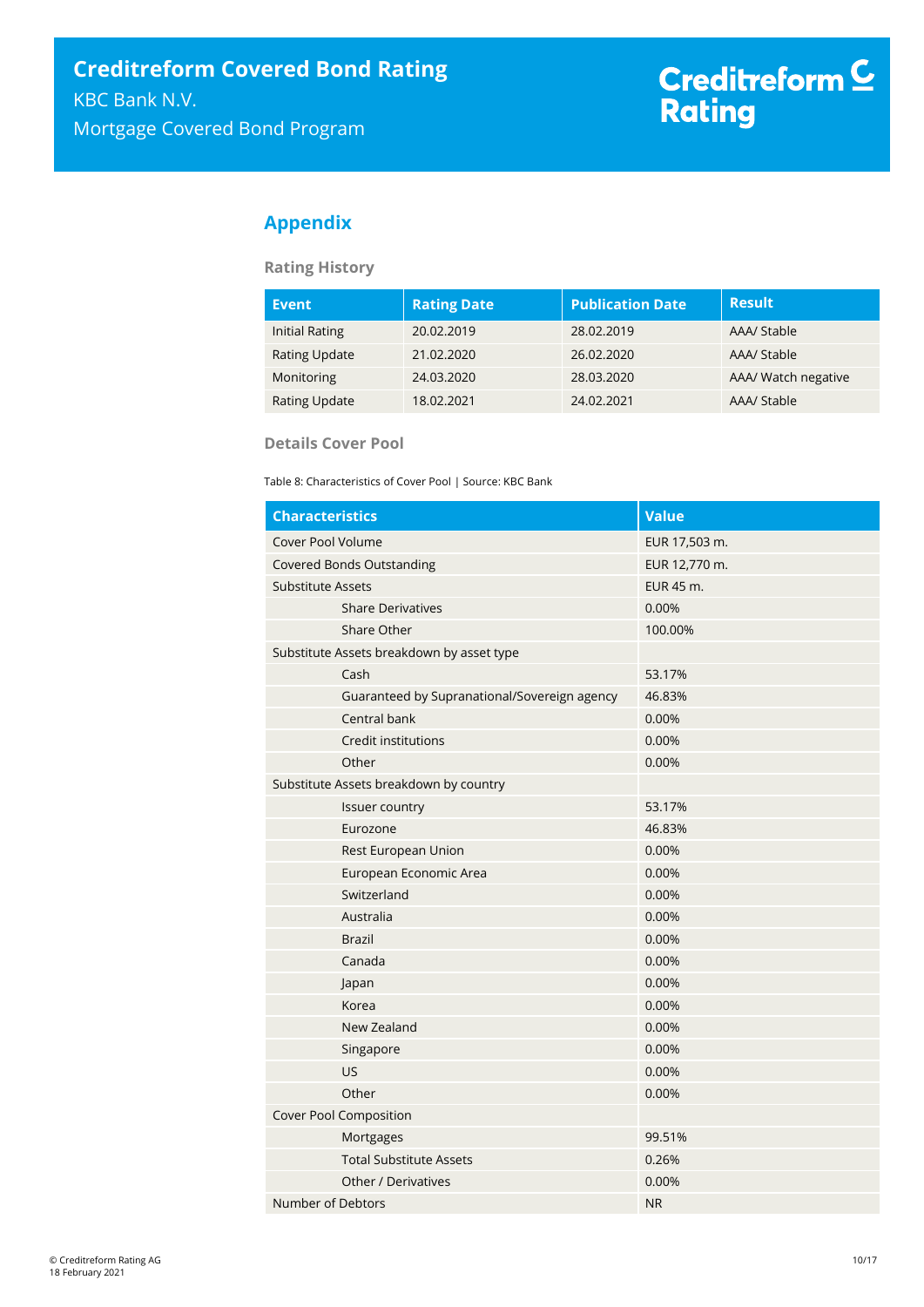## Appendix

### Rating History

| Event | Rating Date | Publication Date | Result |
|---|---|---|---|
| Initial Rating | 20.02.2019 | 28.02.2019 | AAA/ Stable |
| Rating Update | 21.02.2020 | 26.02.2020 | AAA/ Stable |
| Monitoring | 24.03.2020 | 28.03.2020 | AAA/ Watch negative |
| Rating Update | 18.02.2021 | 24.02.2021 | AAA/ Stable |

### Details Cover Pool

Table 8: Characteristics of Cover Pool | Source: KBC Bank

| Characteristics | Value |
|---|---|
| Cover Pool Volume | EUR 17,503 m. |
| Covered Bonds Outstanding | EUR 12,770 m. |
| Substitute Assets | EUR 45 m. |
| Share Derivatives | 0.00% |
| Share Other | 100.00% |
| Substitute Assets breakdown by asset type | |
| Cash | 53.17% |
| Guaranteed by Supranational/Sovereign agency | 46.83% |
| Central bank | 0.00% |
| Credit institutions | 0.00% |
| Other | 0.00% |
| Substitute Assets breakdown by country | |
| Issuer country | 53.17% |
| Eurozone | 46.83% |
| Rest European Union | 0.00% |
| European Economic Area | 0.00% |
| Switzerland | 0.00% |
| Australia | 0.00% |
| Brazil | 0.00% |
| Canada | 0.00% |
| Japan | 0.00% |
| Korea | 0.00% |
| New Zealand | 0.00% |
| Singapore | 0.00% |
| US | 0.00% |
| Other | 0.00% |
| Cover Pool Composition | |
| Mortgages | 99.51% |
| Total Substitute Assets | 0.26% |
| Other / Derivatives | 0.00% |
| Number of Debtors | NR |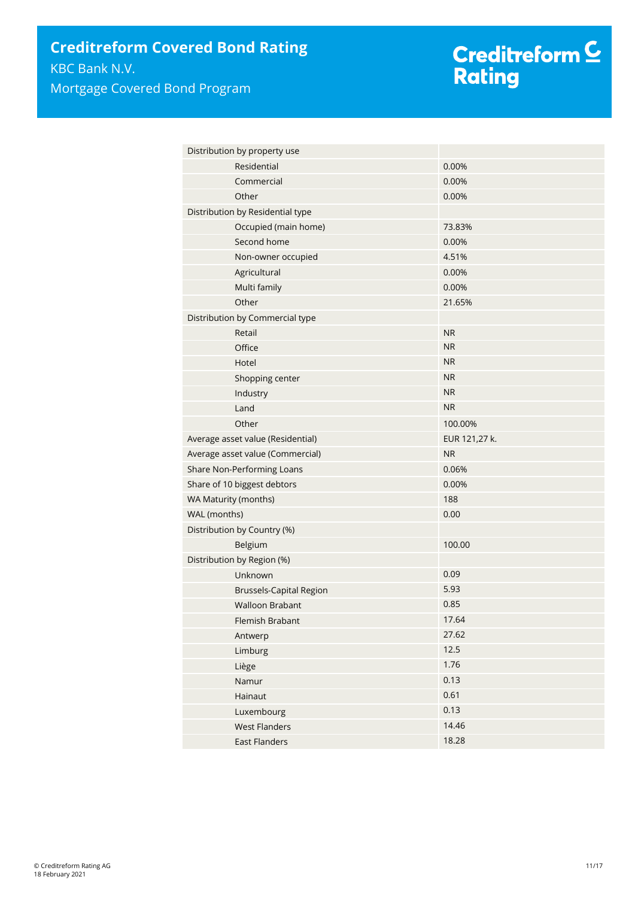| Distribution by property use | |
|---|---|
| Residential | 0.00% |
| Commercial | 0.00% |
| Other | 0.00% |
| Distribution by Residential type | |
| Occupied (main home) | 73.83% |
| Second home | 0.00% |
| Non-owner occupied | 4.51% |
| Agricultural | 0.00% |
| Multi family | 0.00% |
| Other | 21.65% |
| Distribution by Commercial type | |
| Retail | NR |
| Office | NR |
| Hotel | NR |
| Shopping center | NR |
| Industry | NR |
| Land | NR |
| Other | 100.00% |
| Average asset value (Residential) | EUR 121,27 k. |
| Average asset value (Commercial) | NR |
| Share Non-Performing Loans | 0.06% |
| Share of 10 biggest debtors | 0.00% |
| WA Maturity (months) | 188 |
| WAL (months) | 0.00 |
| Distribution by Country (%) | |
| Belgium | 100.00 |
| Distribution by Region (%) | |
| Unknown | 0.09 |
| Brussels-Capital Region | 5.93 |
| Walloon Brabant | 0.85 |
| Flemish Brabant | 17.64 |
| Antwerp | 27.62 |
| Limburg | 12.5 |
| Liège | 1.76 |
| Namur | 0.13 |
| Hainaut | 0.61 |
| Luxembourg | 0.13 |
| West Flanders | 14.46 |
| East Flanders | 18.28 |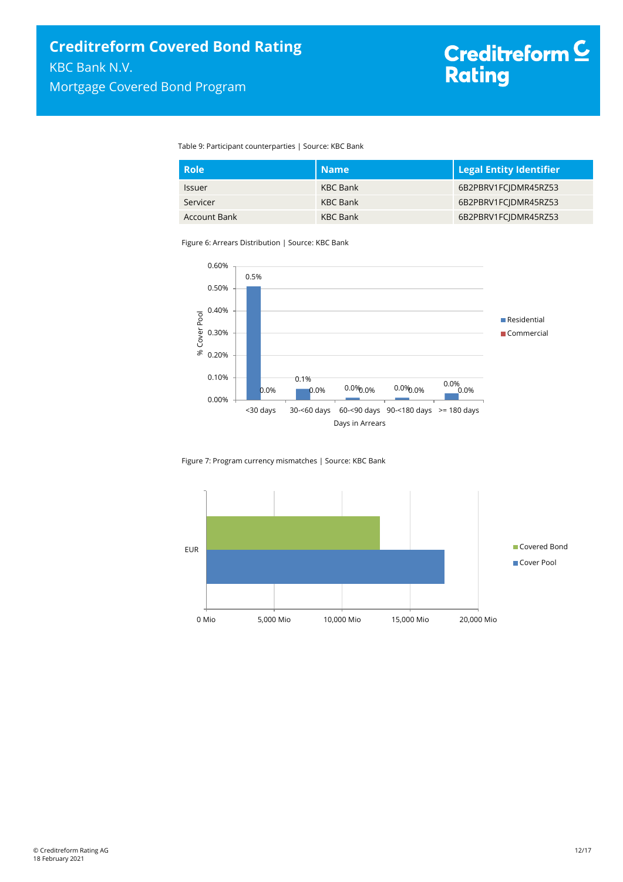Table 9: Participant counterparties | Source: KBC Bank

| Role | Name | Legal Entity Identifier |
|---|---|---|
| Issuer | KBC Bank | 6B2PBRV1FCJDMR45RZ53 |
| Servicer | KBC Bank | 6B2PBRV1FCJDMR45RZ53 |
| Account Bank | KBC Bank | 6B2PBRV1FCJDMR45RZ53 |

Figure 6: Arrears Distribution | Source: KBC Bank

Figure 7: Program currency mismatches | Source: KBC Bank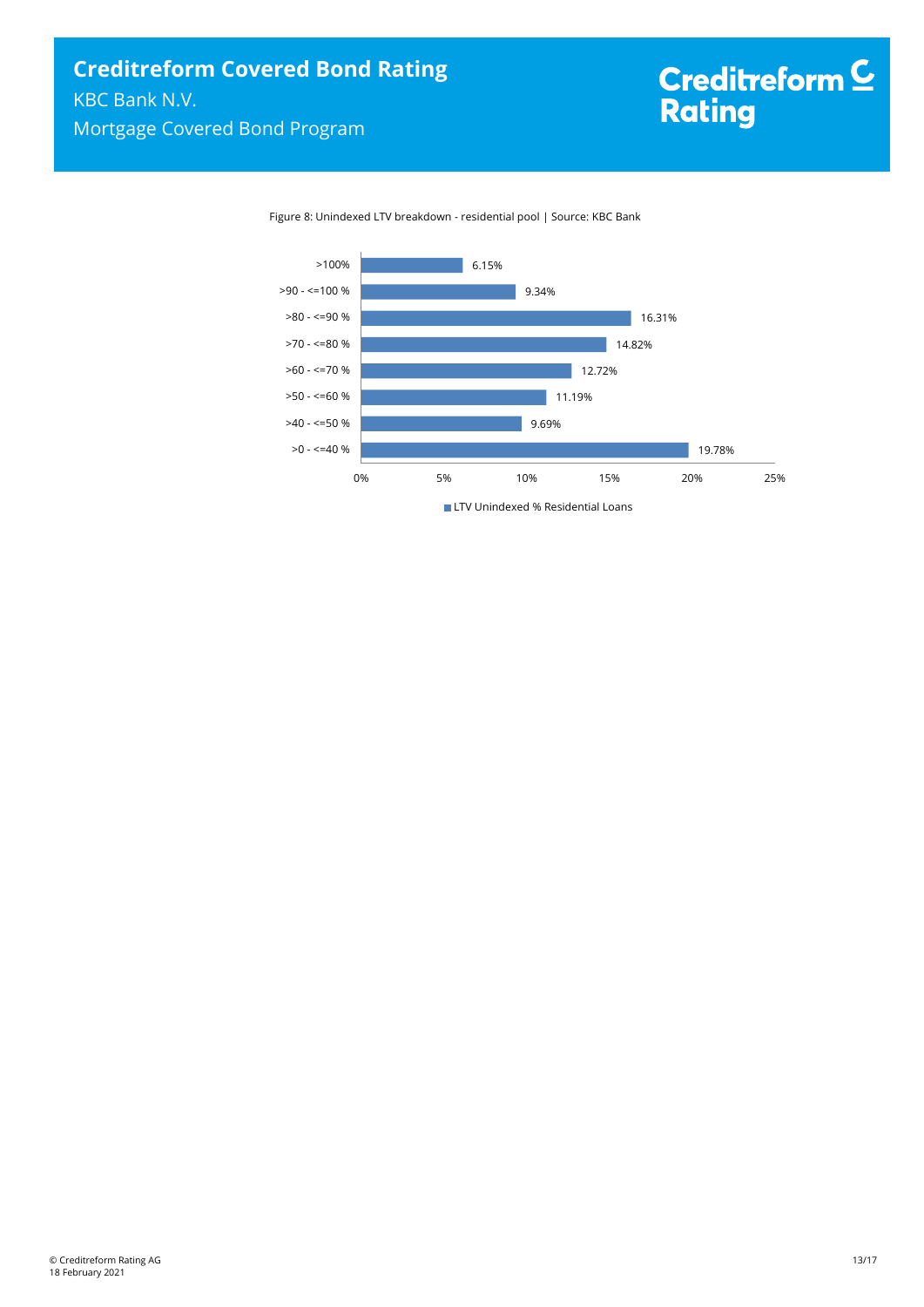Figure 8: Unindexed LTV breakdown - residential pool | Source: KBC Bank

| LTV Unindexed | % Residential Loans |
|---|---|
| >100% | 6.15% |
| >90 - <=100 % | 9.34% |
| >80 - <=90 % | 16.31% |
| >70 - <=80 % | 14.82% |
| >60 - <=70 % | 12.72% |
| >50 - <=60 % | 11.19% |
| >40 - <=50 % | 9.69% |
| >0 - <=40 % | 19.78% |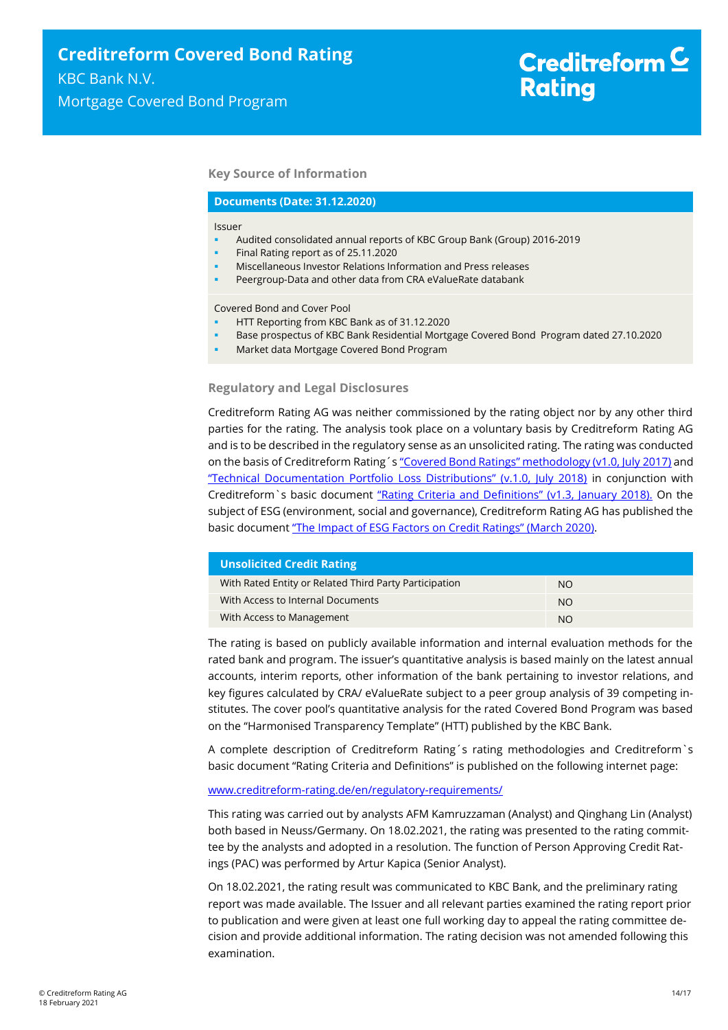### Key Source of Information

**Documents (Date: 31.12.2020)**

Issuer

- Audited consolidated annual reports of KBC Group Bank (Group) 2016-2019
- Final Rating report as of 25.11.2020
- Miscellaneous Investor Relations Information and Press releases
- Peergroup-Data and other data from CRA eValueRate databank

Covered Bond and Cover Pool

- HTT Reporting from KBC Bank as of 31.12.2020
- Base prospectus of KBC Bank Residential Mortgage Covered Bond Program dated 27.10.2020
- Market data Mortgage Covered Bond Program

### Regulatory and Legal Disclosures

Creditreform Rating AG was neither commissioned by the rating object nor by any other third parties for the rating. The analysis took place on a voluntary basis by Creditreform Rating AG and is to be described in the regulatory sense as an unsolicited rating. The rating was conducted on the basis of Creditreform Rating´s "Covered Bond Ratings" methodology (v1.0, July 2017) and "Technical Documentation Portfolio Loss Distributions" (v.1.0, July 2018) in conjunction with Creditreform`s basic document "Rating Criteria and Definitions" (v1.3, January 2018). On the subject of ESG (environment, social and governance), Creditreform Rating AG has published the basic document "The Impact of ESG Factors on Credit Ratings" (March 2020).

| Unsolicited Credit Rating | |
|---|---|
| With Rated Entity or Related Third Party Participation | NO |
| With Access to Internal Documents | NO |
| With Access to Management | NO |

The rating is based on publicly available information and internal evaluation methods for the rated bank and program. The issuer's quantitative analysis is based mainly on the latest annual accounts, interim reports, other information of the bank pertaining to investor relations, and key figures calculated by CRA/ eValueRate subject to a peer group analysis of 39 competing institutes. The cover pool's quantitative analysis for the rated Covered Bond Program was based on the "Harmonised Transparency Template" (HTT) published by the KBC Bank.

A complete description of Creditreform Rating´s rating methodologies and Creditreform`s basic document "Rating Criteria and Definitions" is published on the following internet page:

www.creditreform-rating.de/en/regulatory-requirements/

This rating was carried out by analysts AFM Kamruzzaman (Analyst) and Qinghang Lin (Analyst) both based in Neuss/Germany. On 18.02.2021, the rating was presented to the rating committee by the analysts and adopted in a resolution. The function of Person Approving Credit Ratings (PAC) was performed by Artur Kapica (Senior Analyst).

On 18.02.2021, the rating result was communicated to KBC Bank, and the preliminary rating report was made available. The Issuer and all relevant parties examined the rating report prior to publication and were given at least one full working day to appeal the rating committee decision and provide additional information. The rating decision was not amended following this examination.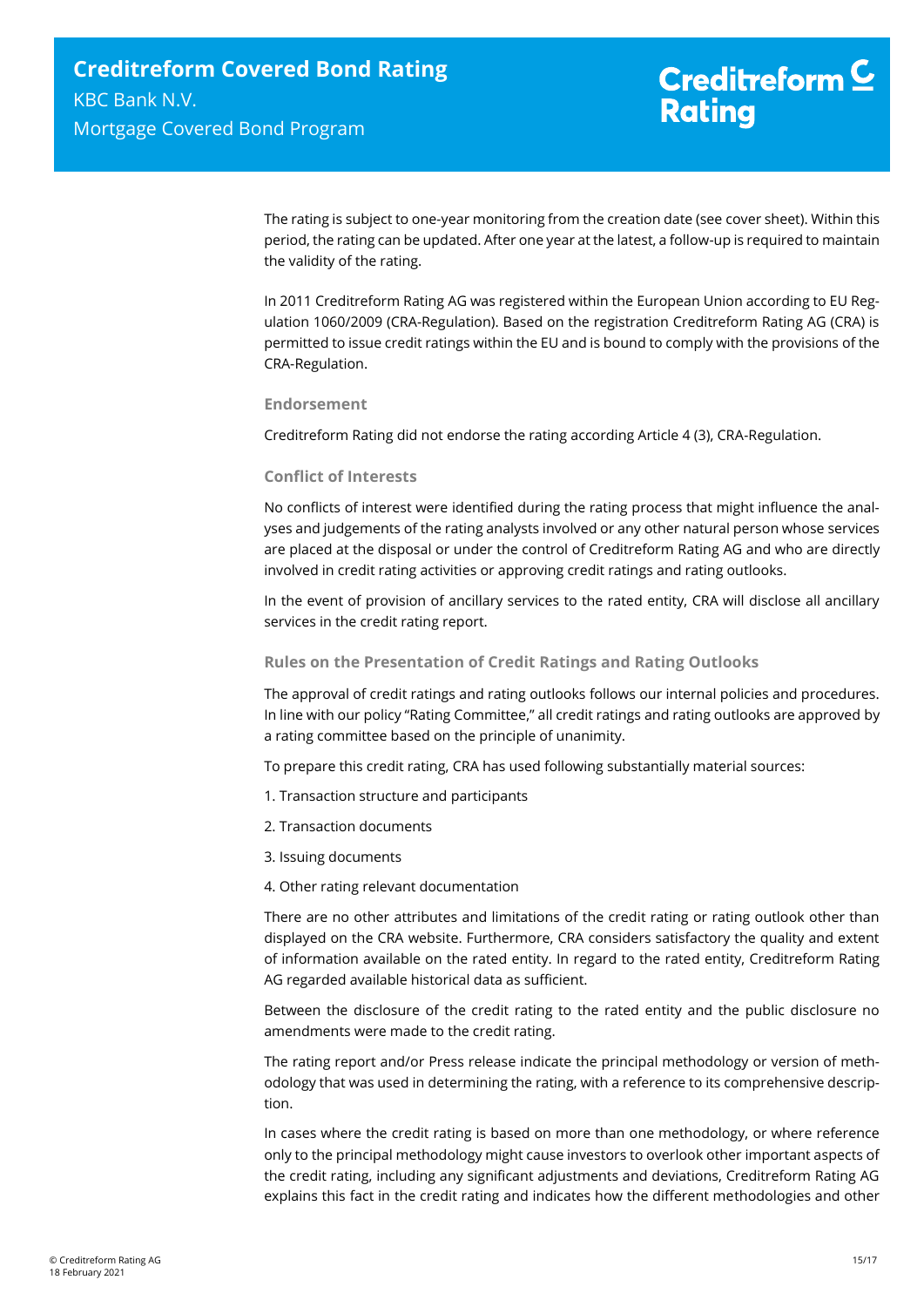The rating is subject to one-year monitoring from the creation date (see cover sheet). Within this period, the rating can be updated. After one year at the latest, a follow-up is required to maintain the validity of the rating.

In 2011 Creditreform Rating AG was registered within the European Union according to EU Regulation 1060/2009 (CRA-Regulation). Based on the registration Creditreform Rating AG (CRA) is permitted to issue credit ratings within the EU and is bound to comply with the provisions of the CRA-Regulation.

### Endorsement

Creditreform Rating did not endorse the rating according Article 4 (3), CRA-Regulation.

### Conflict of Interests

No conflicts of interest were identified during the rating process that might influence the analyses and judgements of the rating analysts involved or any other natural person whose services are placed at the disposal or under the control of Creditreform Rating AG and who are directly involved in credit rating activities or approving credit ratings and rating outlooks.

In the event of provision of ancillary services to the rated entity, CRA will disclose all ancillary services in the credit rating report.

### Rules on the Presentation of Credit Ratings and Rating Outlooks

The approval of credit ratings and rating outlooks follows our internal policies and procedures. In line with our policy "Rating Committee," all credit ratings and rating outlooks are approved by a rating committee based on the principle of unanimity.

To prepare this credit rating, CRA has used following substantially material sources:

1. Transaction structure and participants
2. Transaction documents
3. Issuing documents
4. Other rating relevant documentation

There are no other attributes and limitations of the credit rating or rating outlook other than displayed on the CRA website. Furthermore, CRA considers satisfactory the quality and extent of information available on the rated entity. In regard to the rated entity, Creditreform Rating AG regarded available historical data as sufficient.

Between the disclosure of the credit rating to the rated entity and the public disclosure no amendments were made to the credit rating.

The rating report and/or Press release indicate the principal methodology or version of methodology that was used in determining the rating, with a reference to its comprehensive description.

In cases where the credit rating is based on more than one methodology, or where reference only to the principal methodology might cause investors to overlook other important aspects of the credit rating, including any significant adjustments and deviations, Creditreform Rating AG explains this fact in the credit rating and indicates how the different methodologies and other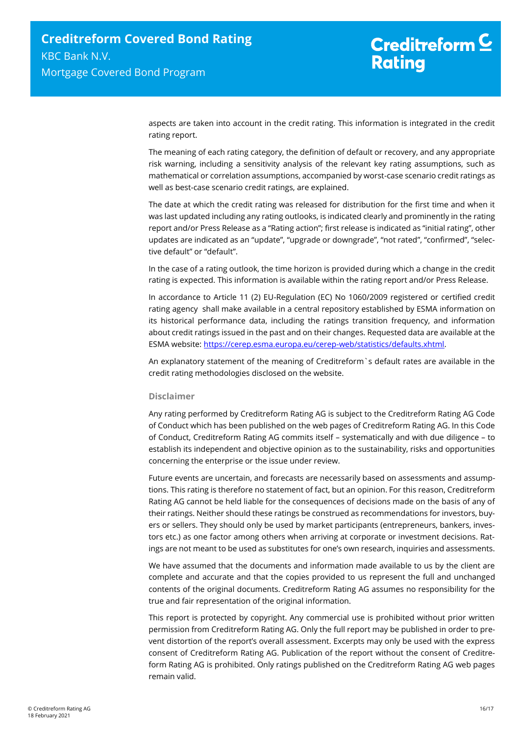aspects are taken into account in the credit rating. This information is integrated in the credit rating report.

The meaning of each rating category, the definition of default or recovery, and any appropriate risk warning, including a sensitivity analysis of the relevant key rating assumptions, such as mathematical or correlation assumptions, accompanied by worst-case scenario credit ratings as well as best-case scenario credit ratings, are explained.

The date at which the credit rating was released for distribution for the first time and when it was last updated including any rating outlooks, is indicated clearly and prominently in the rating report and/or Press Release as a "Rating action"; first release is indicated as "initial rating", other updates are indicated as an "update", "upgrade or downgrade", "not rated", "confirmed", "selective default" or "default".

In the case of a rating outlook, the time horizon is provided during which a change in the credit rating is expected. This information is available within the rating report and/or Press Release.

In accordance to Article 11 (2) EU-Regulation (EC) No 1060/2009 registered or certified credit rating agency shall make available in a central repository established by ESMA information on its historical performance data, including the ratings transition frequency, and information about credit ratings issued in the past and on their changes. Requested data are available at the ESMA website: https://cerep.esma.europa.eu/cerep-web/statistics/defaults.xhtml.

An explanatory statement of the meaning of Creditreform`s default rates are available in the credit rating methodologies disclosed on the website.

### Disclaimer

Any rating performed by Creditreform Rating AG is subject to the Creditreform Rating AG Code of Conduct which has been published on the web pages of Creditreform Rating AG. In this Code of Conduct, Creditreform Rating AG commits itself – systematically and with due diligence – to establish its independent and objective opinion as to the sustainability, risks and opportunities concerning the enterprise or the issue under review.

Future events are uncertain, and forecasts are necessarily based on assessments and assumptions. This rating is therefore no statement of fact, but an opinion. For this reason, Creditreform Rating AG cannot be held liable for the consequences of decisions made on the basis of any of their ratings. Neither should these ratings be construed as recommendations for investors, buyers or sellers. They should only be used by market participants (entrepreneurs, bankers, investors etc.) as one factor among others when arriving at corporate or investment decisions. Ratings are not meant to be used as substitutes for one's own research, inquiries and assessments.

We have assumed that the documents and information made available to us by the client are complete and accurate and that the copies provided to us represent the full and unchanged contents of the original documents. Creditreform Rating AG assumes no responsibility for the true and fair representation of the original information.

This report is protected by copyright. Any commercial use is prohibited without prior written permission from Creditreform Rating AG. Only the full report may be published in order to prevent distortion of the report's overall assessment. Excerpts may only be used with the express consent of Creditreform Rating AG. Publication of the report without the consent of Creditreform Rating AG is prohibited. Only ratings published on the Creditreform Rating AG web pages remain valid.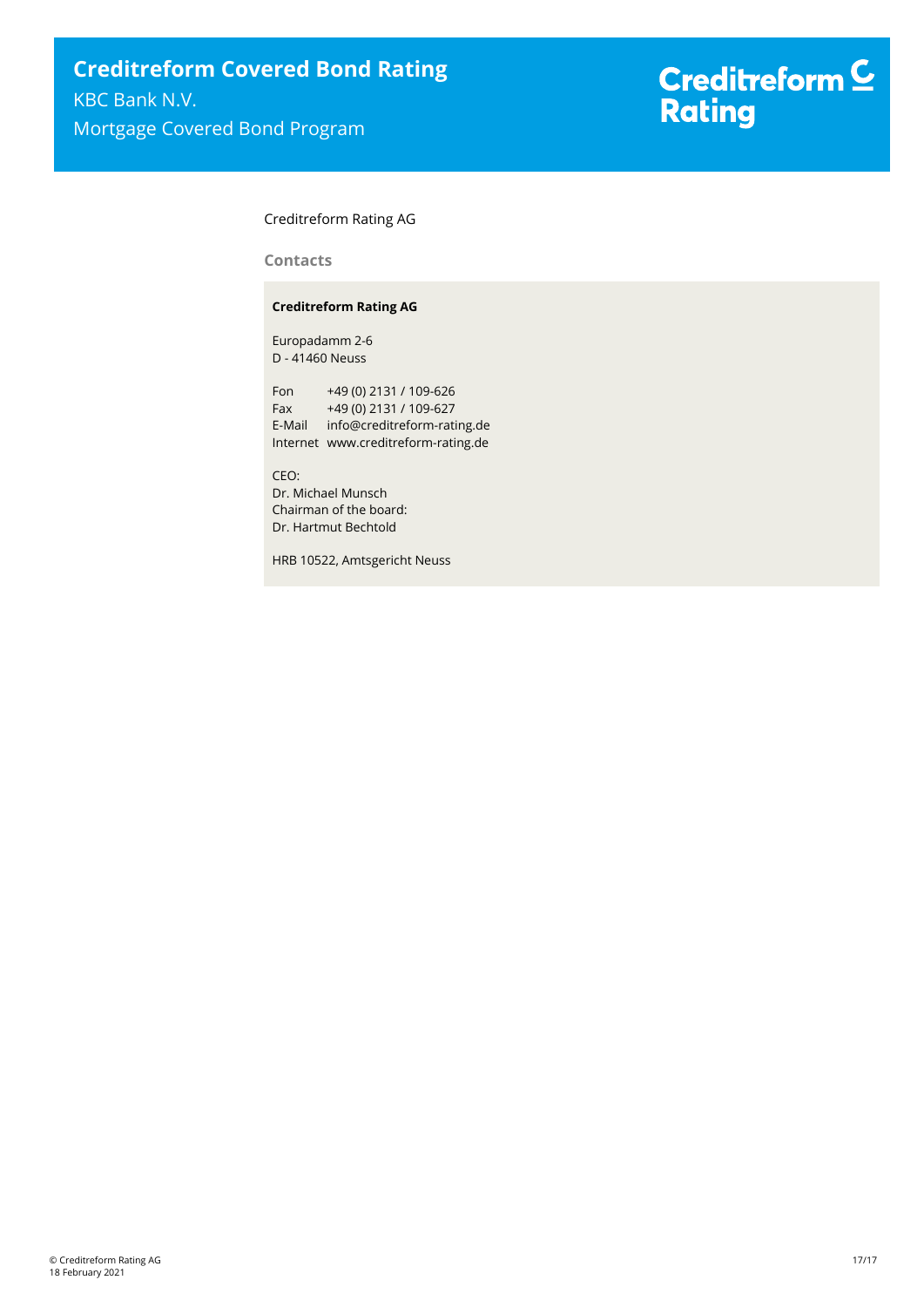Creditreform Rating AG

## Contacts

**Creditreform Rating AG**

Europadamm 2-6
D - 41460 Neuss

| | |
|---|---|
| Fon | +49 (0) 2131 / 109-626 |
| Fax | +49 (0) 2131 / 109-627 |
| E-Mail | info@creditreform-rating.de |
| Internet | www.creditreform-rating.de |

CEO:
Dr. Michael Munsch
Chairman of the board:
Dr. Hartmut Bechtold

HRB 10522, Amtsgericht Neuss